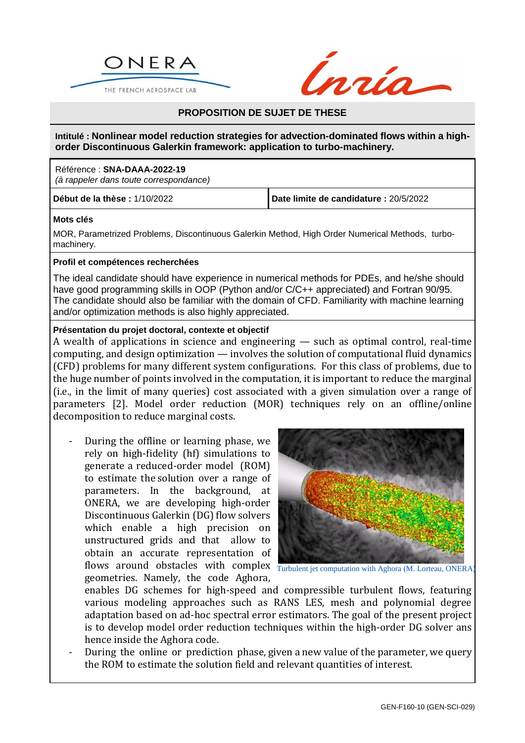## PROPOSITION DE SUJET DE THESE

**Intitulé : Nonlinear model reduction strategies for advection-dominated flows within a high-order Discontinuous Galerkin framework: application to turbo-machinery.**

Référence : **SNA-DAAA-2022-19**
*(à rappeler dans toute correspondance)*

| **Début de la thèse :** 1/10/2022 | **Date limite de candidature :** 20/5/2022 |
| --- | --- |

**Mots clés**

MOR, Parametrized Problems, Discontinuous Galerkin Method, High Order Numerical Methods, turbo-machinery.

**Profil et compétences recherchées**

The ideal candidate should have experience in numerical methods for PDEs, and he/she should have good programming skills in OOP (Python and/or C/C++ appreciated) and Fortran 90/95. The candidate should also be familiar with the domain of CFD. Familiarity with machine learning and/or optimization methods is also highly appreciated.

**Présentation du projet doctoral, contexte et objectif**

A wealth of applications in science and engineering — such as optimal control, real-time computing, and design optimization — involves the solution of computational fluid dynamics (CFD) problems for many different system configurations. For this class of problems, due to the huge number of points involved in the computation, it is important to reduce the marginal (i.e., in the limit of many queries) cost associated with a given simulation over a range of parameters [2]. Model order reduction (MOR) techniques rely on an offline/online decomposition to reduce marginal costs.

- During the offline or learning phase, we rely on high-fidelity (hf) simulations to generate a reduced-order model (ROM) to estimate the solution over a range of parameters. In the background, at ONERA, we are developing high-order Discontinuous Galerkin (DG) flow solvers which enable a high precision on unstructured grids and that allow to obtain an accurate representation of flows around obstacles with complex geometries. Namely, the code Aghora, enables DG schemes for high-speed and compressible turbulent flows, featuring various modeling approaches such as RANS LES, mesh and polynomial degree adaptation based on ad-hoc spectral error estimators. The goal of the present project is to develop model order reduction techniques within the high-order DG solver ans hence inside the Aghora code.
- During the online or prediction phase, given a new value of the parameter, we query the ROM to estimate the solution field and relevant quantities of interest.

Turbulent jet computation with Aghora (M. Lorteau, ONERA)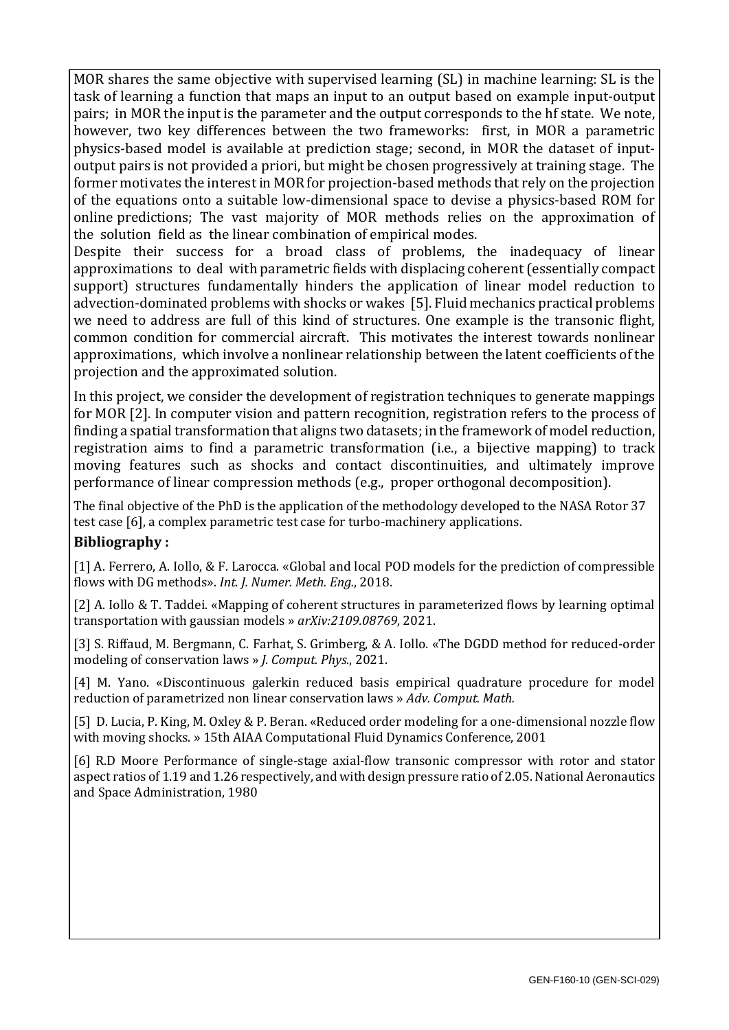MOR shares the same objective with supervised learning (SL) in machine learning: SL is the task of learning a function that maps an input to an output based on example input-output pairs; in MOR the input is the parameter and the output corresponds to the hf state. We note, however, two key differences between the two frameworks: first, in MOR a parametric physics-based model is available at prediction stage; second, in MOR the dataset of input-output pairs is not provided a priori, but might be chosen progressively at training stage. The former motivates the interest in MOR for projection-based methods that rely on the projection of the equations onto a suitable low-dimensional space to devise a physics-based ROM for online predictions; The vast majority of MOR methods relies on the approximation of the solution field as the linear combination of empirical modes.

Despite their success for a broad class of problems, the inadequacy of linear approximations to deal with parametric fields with displacing coherent (essentially compact support) structures fundamentally hinders the application of linear model reduction to advection-dominated problems with shocks or wakes [5]. Fluid mechanics practical problems we need to address are full of this kind of structures. One example is the transonic flight, common condition for commercial aircraft. This motivates the interest towards nonlinear approximations, which involve a nonlinear relationship between the latent coefficients of the projection and the approximated solution.

In this project, we consider the development of registration techniques to generate mappings for MOR [2]. In computer vision and pattern recognition, registration refers to the process of finding a spatial transformation that aligns two datasets; in the framework of model reduction, registration aims to find a parametric transformation (i.e., a bijective mapping) to track moving features such as shocks and contact discontinuities, and ultimately improve performance of linear compression methods (e.g., proper orthogonal decomposition).

The final objective of the PhD is the application of the methodology developed to the NASA Rotor 37 test case [6], a complex parametric test case for turbo-machinery applications.

**Bibliography :**

[1] A. Ferrero, A. Iollo, & F. Larocca. «Global and local POD models for the prediction of compressible flows with DG methods». *Int. J. Numer. Meth. Eng.*, 2018.

[2] A. Iollo & T. Taddei. «Mapping of coherent structures in parameterized flows by learning optimal transportation with gaussian models » *arXiv:2109.08769*, 2021.

[3] S. Riffaud, M. Bergmann, C. Farhat, S. Grimberg, & A. Iollo. «The DGDD method for reduced-order modeling of conservation laws » *J. Comput. Phys.*, 2021.

[4] M. Yano. «Discontinuous galerkin reduced basis empirical quadrature procedure for model reduction of parametrized non linear conservation laws » *Adv. Comput. Math.*

[5] D. Lucia, P. King, M. Oxley & P. Beran. «Reduced order modeling for a one-dimensional nozzle flow with moving shocks. » 15th AIAA Computational Fluid Dynamics Conference, 2001

[6] R.D Moore Performance of single-stage axial-flow transonic compressor with rotor and stator aspect ratios of 1.19 and 1.26 respectively, and with design pressure ratio of 2.05. National Aeronautics and Space Administration, 1980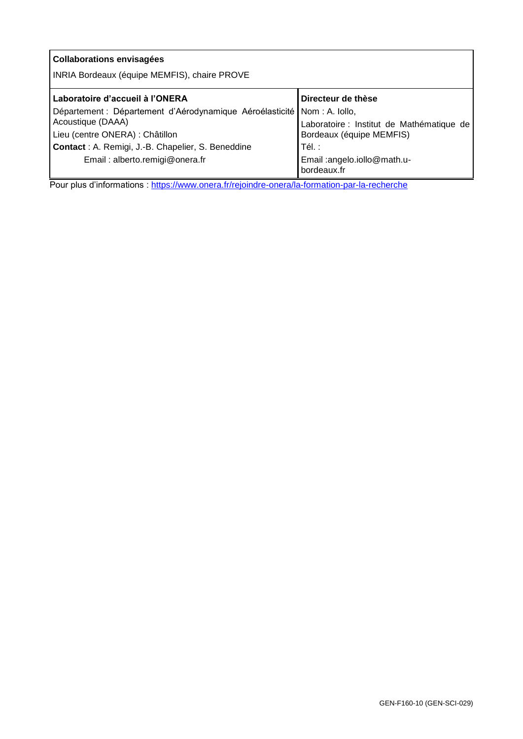| **Collaborations envisagées** | |
|---|---|
| INRIA Bordeaux (équipe MEMFIS), chaire PROVE | |
| **Laboratoire d'accueil à l'ONERA** | **Directeur de thèse** |
| Département : Département d'Aérodynamique Aéroélasticité Acoustique (DAAA) | Nom : A. Iollo, |
| Lieu (centre ONERA) : Châtillon | Laboratoire : Institut de Mathématique de Bordeaux (équipe MEMFIS) |
| **Contact** : A. Remigi, J.-B. Chapelier, S. Beneddine | Tél. : |
| Email : alberto.remigi@onera.fr | Email :angelo.iollo@math.u-bordeaux.fr |

Pour plus d'informations : https://www.onera.fr/rejoindre-onera/la-formation-par-la-recherche

GEN-F160-10 (GEN-SCI-029)